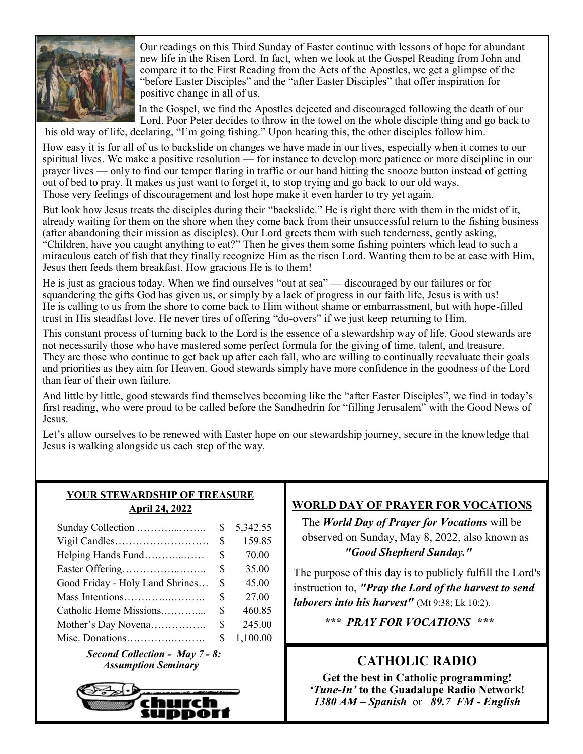Our readings on this Third Sunday of Easter continue with lessons of hope for abundant new life in the Risen Lord. In fact, when we look at the Gospel Reading from John and compare it to the First Reading from the Acts of the Apostles, we get a glimpse of the "before Easter Disciples" and the "after Easter Disciples" that offer inspiration for positive change in all of us.

In the Gospel, we find the Apostles dejected and discouraged following the death of our Lord. Poor Peter decides to throw in the towel on the whole disciple thing and go back to his old way of life, declaring, "I'm going fishing." Upon hearing this, the other disciples follow him.

How easy it is for all of us to backslide on changes we have made in our lives, especially when it comes to our spiritual lives. We make a positive resolution — for instance to develop more patience or more discipline in our prayer lives — only to find our temper flaring in traffic or our hand hitting the snooze button instead of getting out of bed to pray. It makes us just want to forget it, to stop trying and go back to our old ways. Those very feelings of discouragement and lost hope make it even harder to try yet again.

But look how Jesus treats the disciples during their "backslide." He is right there with them in the midst of it, already waiting for them on the shore when they come back from their unsuccessful return to the fishing business (after abandoning their mission as disciples). Our Lord greets them with such tenderness, gently asking, "Children, have you caught anything to eat?" Then he gives them some fishing pointers which lead to such a miraculous catch of fish that they finally recognize Him as the risen Lord. Wanting them to be at ease with Him, Jesus then feeds them breakfast. How gracious He is to them!

He is just as gracious today. When we find ourselves "out at sea" — discouraged by our failures or for squandering the gifts God has given us, or simply by a lack of progress in our faith life, Jesus is with us! He is calling to us from the shore to come back to Him without shame or embarrassment, but with hope-filled trust in His steadfast love. He never tires of offering "do-overs" if we just keep returning to Him.

This constant process of turning back to the Lord is the essence of a stewardship way of life. Good stewards are not necessarily those who have mastered some perfect formula for the giving of time, talent, and treasure. They are those who continue to get back up after each fall, who are willing to continually reevaluate their goals and priorities as they aim for Heaven. Good stewards simply have more confidence in the goodness of the Lord than fear of their own failure.

And little by little, good stewards find themselves becoming like the "after Easter Disciples", we find in today's first reading, who were proud to be called before the Sandhedrin for "filling Jerusalem" with the Good News of Jesus.

Let's allow ourselves to be renewed with Easter hope on our stewardship journey, secure in the knowledge that Jesus is walking alongside us each step of the way.

## YOUR STEWARDSHIP OF TREASURE

**April 24, 2022**

| | | |
|---|---|---|
| Sunday Collection | $ | 5,342.55 |
| Vigil Candles | $ | 159.85 |
| Helping Hands Fund | $ | 70.00 |
| Easter Offering | $ | 35.00 |
| Good Friday - Holy Land Shrines | $ | 45.00 |
| Mass Intentions | $ | 27.00 |
| Catholic Home Missions | $ | 460.85 |
| Mother's Day Novena | $ | 245.00 |
| Misc. Donations | $ | 1,100.00 |

***Second Collection - May 7 - 8: Assumption Seminary***

church support

## WORLD DAY OF PRAYER FOR VOCATIONS

The ***World Day of Prayer for Vocations*** will be observed on Sunday, May 8, 2022, also known as ***"Good Shepherd Sunday."***

The purpose of this day is to publicly fulfill the Lord's instruction to, ***"Pray the Lord of the harvest to send laborers into his harvest"*** (Mt 9:38; Lk 10:2).

***\*\*\* PRAY FOR VOCATIONS \*\*\****

## CATHOLIC RADIO

**Get the best in Catholic programming!**
**'*Tune-In*' to the Guadalupe Radio Network!**
***1380 AM – Spanish*** or ***89.7 FM - English***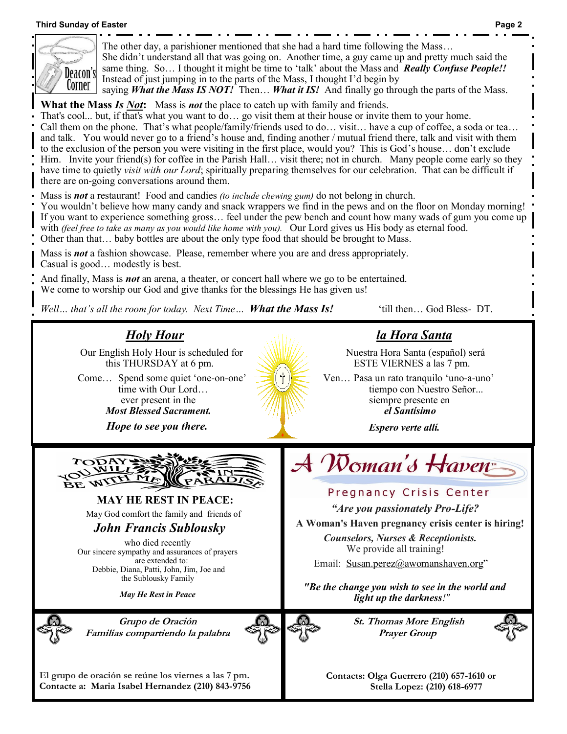## Deacon's Corner

The other day, a parishioner mentioned that she had a hard time following the Mass… She didn't understand all that was going on. Another time, a guy came up and pretty much said the same thing. So… I thought it might be time to 'talk' about the Mass and ***Really Confuse People!!*** Instead of just jumping in to the parts of the Mass, I thought I'd begin by saying ***What the Mass IS NOT!*** Then… ***What it IS!*** And finally go through the parts of the Mass.

**What the Mass *Is Not*:** Mass is ***not*** the place to catch up with family and friends. That's cool... but, if that's what you want to do… go visit them at their house or invite them to your home. Call them on the phone. That's what people/family/friends used to do… visit… have a cup of coffee, a soda or tea… and talk. You would never go to a friend's house and, finding another / mutual friend there, talk and visit with them to the exclusion of the person you were visiting in the first place, would you? This is God's house… don't exclude Him. Invite your friend(s) for coffee in the Parish Hall… visit there; not in church. Many people come early so they have time to quietly *visit with our Lord*; spiritually preparing themselves for our celebration. That can be difficult if there are on-going conversations around them.

Mass is ***not*** a restaurant! Food and candies *(to include chewing gum)* do not belong in church. You wouldn't believe how many candy and snack wrappers we find in the pews and on the floor on Monday morning! If you want to experience something gross… feel under the pew bench and count how many wads of gum you come up with *(feel free to take as many as you would like home with you).* Our Lord gives us His body as eternal food. Other than that… baby bottles are about the only type food that should be brought to Mass.

Mass is ***not*** a fashion showcase. Please, remember where you are and dress appropriately. Casual is good… modestly is best.

And finally, Mass is ***not*** an arena, a theater, or concert hall where we go to be entertained. We come to worship our God and give thanks for the blessings He has given us!

*Well… that's all the room for today. Next Time…* ***What the Mass Is!*** 'till then… God Bless- DT.

## *Holy Hour*

Our English Holy Hour is scheduled for this THURSDAY at 6 pm.

Come… Spend some quiet 'one-on-one' time with Our Lord… ever present in the ***Most Blessed Sacrament.***

***Hope to see you there.***

## *la Hora Santa*

Nuestra Hora Santa (español) será ESTE VIERNES a las 7 pm.

Ven… Pasa un rato tranquilo 'uno-a-uno' tiempo con Nuestro Señor... siempre presente en ***el Santísimo***

***Espero verte allí.***

TODAY YOU WILL BE WITH ME IN PARADISE

**MAY HE REST IN PEACE:**

May God comfort the family and friends of

***John Francis Sublousky***

who died recently

Our sincere sympathy and assurances of prayers are extended to: Debbie, Diana, Patti, John, Jim, Joe and the Sublousky Family

***May He Rest in Peace***

## *A Woman's Haven™*

Pregnancy Crisis Center

***"Are you passionately Pro-Life?***

**A Woman's Haven pregnancy crisis center is hiring!**

***Counselors, Nurses & Receptionists.***

We provide all training!

Email: Susan.perez@awomanshaven.org"

***"Be the change you wish to see in the world and light up the darkness!"***

***Grupo de Oración***
***Familias compartiendo la palabra***

**El grupo de oración se reúne los viernes a las 7 pm.**
**Contacte a: Maria Isabel Hernandez (210) 843-9756**

***St. Thomas More English Prayer Group***

**Contacts: Olga Guerrero (210) 657-1610 or Stella Lopez: (210) 618-6977**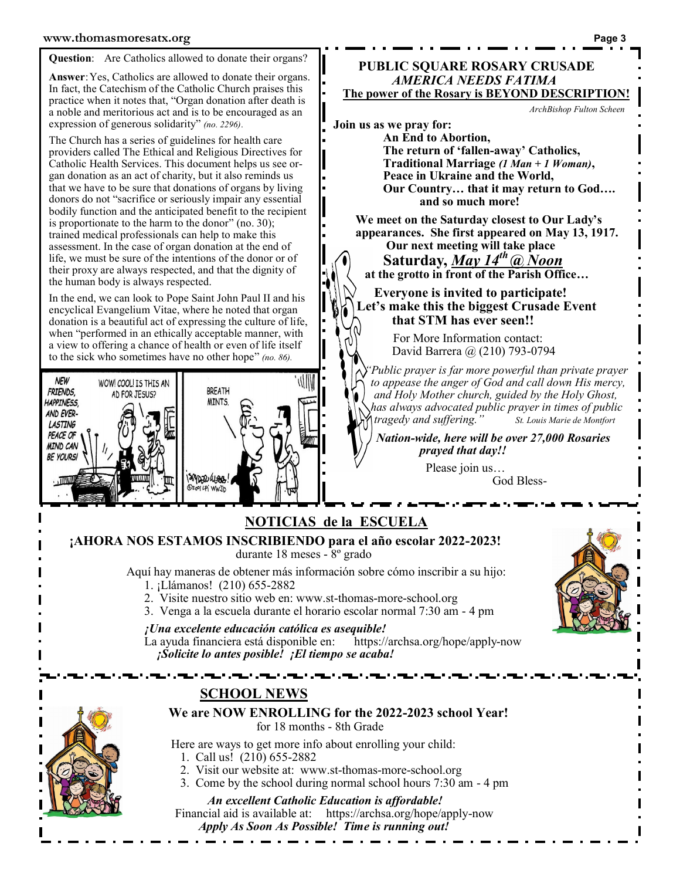**Question**: Are Catholics allowed to donate their organs?

**Answer**: Yes, Catholics are allowed to donate their organs. In fact, the Catechism of the Catholic Church praises this practice when it notes that, "Organ donation after death is a noble and meritorious act and is to be encouraged as an expression of generous solidarity" *(no. 2296)*.

The Church has a series of guidelines for health care providers called The Ethical and Religious Directives for Catholic Health Services. This document helps us see organ donation as an act of charity, but it also reminds us that we have to be sure that donations of organs by living donors do not "sacrifice or seriously impair any essential bodily function and the anticipated benefit to the recipient is proportionate to the harm to the donor" (no. 30); trained medical professionals can help to make this assessment. In the case of organ donation at the end of life, we must be sure of the intentions of the donor or of their proxy are always respected, and that the dignity of the human body is always respected.

In the end, we can look to Pope Saint John Paul II and his encyclical Evangelium Vitae, where he noted that organ donation is a beautiful act of expressing the culture of life, when "performed in an ethically acceptable manner, with a view to offering a chance of health or even of life itself to the sick who sometimes have no other hope" *(no. 86)*.

## PUBLIC SQUARE ROSARY CRUSADE

***AMERICA NEEDS FATIMA***

**The power of the Rosary is BEYOND DESCRIPTION!**

*ArchBishop Fulton Scheen*

**Join us as we pray for:**

**An End to Abortion,**
**The return of 'fallen-away' Catholics,**
**Traditional Marriage *(1 Man + 1 Woman)*,**
**Peace in Ukraine and the World,**
**Our Country… that it may return to God….**
**and so much more!**

**We meet on the Saturday closest to Our Lady's appearances. She first appeared on May 13, 1917. Our next meeting will take place**

**Saturday, *May 14th @ Noon***

**at the grotto in front of the Parish Office…**

**Everyone is invited to participate!**
**Let's make this the biggest Crusade Event that STM has ever seen!!**

For More Information contact:
David Barrera @ (210) 793-0794

*"Public prayer is far more powerful than private prayer to appease the anger of God and call down His mercy, and Holy Mother church, guided by the Holy Ghost, has always advocated public prayer in times of public tragedy and suffering."* *St. Louis Marie de Montfort*

***Nation-wide, here will be over 27,000 Rosaries prayed that day!!***

Please join us…

God Bless-

## NOTICIAS de la ESCUELA

**¡AHORA NOS ESTAMOS INSCRIBIENDO para el año escolar 2022-2023!**
durante 18 meses - 8º grado

Aquí hay maneras de obtener más información sobre cómo inscribir a su hijo:

1. ¡Llámanos! (210) 655-2882
2. Visite nuestro sitio web en: www.st-thomas-more-school.org
3. Venga a la escuela durante el horario escolar normal 7:30 am - 4 pm

***¡Una excelente educación católica es asequible!***
La ayuda financiera está disponible en: https://archsa.org/hope/apply-now
***¡Solicite lo antes posible! ¡El tiempo se acaba!***

## SCHOOL NEWS

**We are NOW ENROLLING for the 2022-2023 school Year!**
for 18 months - 8th Grade

Here are ways to get more info about enrolling your child:

1. Call us! (210) 655-2882
2. Visit our website at: www.st-thomas-more-school.org
3. Come by the school during normal school hours 7:30 am - 4 pm

***An excellent Catholic Education is affordable!***
Financial aid is available at: https://archsa.org/hope/apply-now
***Apply As Soon As Possible! Time is running out!***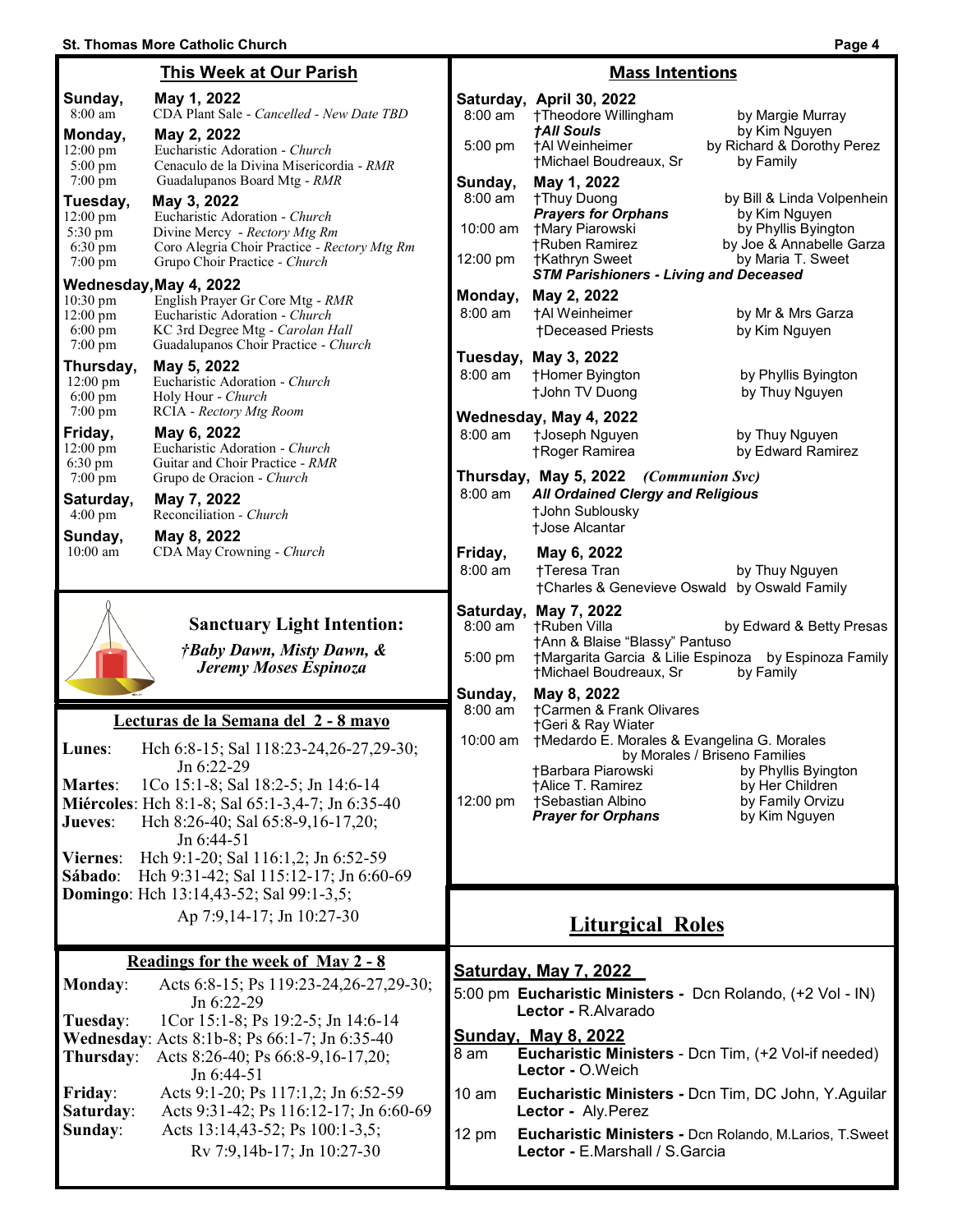## This Week at Our Parish

**Sunday, May 1, 2022**
8:00 am CDA Plant Sale - *Cancelled - New Date TBD*

**Monday, May 2, 2022**
12:00 pm Eucharistic Adoration - *Church*
5:00 pm Cenaculo de la Divina Misericordia - *RMR*
7:00 pm Guadalupanos Board Mtg - *RMR*

**Tuesday, May 3, 2022**
12:00 pm Eucharistic Adoration - *Church*
5:30 pm Divine Mercy - *Rectory Mtg Rm*
6:30 pm Coro Alegria Choir Practice - *Rectory Mtg Rm*
7:00 pm Grupo Choir Practice - *Church*

**Wednesday, May 4, 2022**
10:30 pm English Prayer Gr Core Mtg - *RMR*
12:00 pm Eucharistic Adoration - *Church*
6:00 pm KC 3rd Degree Mtg - *Carolan Hall*
7:00 pm Guadalupanos Choir Practice - *Church*

**Thursday, May 5, 2022**
12:00 pm Eucharistic Adoration - *Church*
6:00 pm Holy Hour - *Church*
7:00 pm RCIA - *Rectory Mtg Room*

**Friday, May 6, 2022**
12:00 pm Eucharistic Adoration - *Church*
6:30 pm Guitar and Choir Practice - *RMR*
7:00 pm Grupo de Oracion - *Church*

**Saturday, May 7, 2022**
4:00 pm Reconciliation - *Church*

**Sunday, May 8, 2022**
10:00 am CDA May Crowning - *Church*

## Sanctuary Light Intention:

***†Baby Dawn, Misty Dawn, & Jeremy Moses Espinoza***

## Lecturas de la Semana del 2 - 8 mayo

**Lunes**: Hch 6:8-15; Sal 118:23-24,26-27,29-30; Jn 6:22-29
**Martes**: 1Co 15:1-8; Sal 18:2-5; Jn 14:6-14
**Miércoles**: Hch 8:1-8; Sal 65:1-3,4-7; Jn 6:35-40
**Jueves**: Hch 8:26-40; Sal 65:8-9,16-17,20; Jn 6:44-51
**Viernes**: Hch 9:1-20; Sal 116:1,2; Jn 6:52-59
**Sábado**: Hch 9:31-42; Sal 115:12-17; Jn 6:60-69
**Domingo**: Hch 13:14,43-52; Sal 99:1-3,5; Ap 7:9,14-17; Jn 10:27-30

## Readings for the week of May 2 - 8

**Monday**: Acts 6:8-15; Ps 119:23-24,26-27,29-30; Jn 6:22-29
**Tuesday**: 1Cor 15:1-8; Ps 19:2-5; Jn 14:6-14
**Wednesday**: Acts 8:1b-8; Ps 66:1-7; Jn 6:35-40
**Thursday**: Acts 8:26-40; Ps 66:8-9,16-17,20; Jn 6:44-51
**Friday**: Acts 9:1-20; Ps 117:1,2; Jn 6:52-59
**Saturday**: Acts 9:31-42; Ps 116:12-17; Jn 6:60-69
**Sunday**: Acts 13:14,43-52; Ps 100:1-3,5; Rv 7:9,14b-17; Jn 10:27-30

## Mass Intentions

**Saturday, April 30, 2022**
8:00 am †Theodore Willingham — by Margie Murray
***†All Souls*** — by Kim Nguyen
5:00 pm †Al Weinheimer — by Richard & Dorothy Perez
†Michael Boudreaux, Sr — by Family

**Sunday, May 1, 2022**
8:00 am †Thuy Duong — by Bill & Linda Volpenhein
***Prayers for Orphans*** — by Kim Nguyen
10:00 am †Mary Piarowski — by Phyllis Byington
†Ruben Ramirez — by Joe & Annabelle Garza
12:00 pm †Kathryn Sweet — by Maria T. Sweet
***STM Parishioners - Living and Deceased***

**Monday, May 2, 2022**
8:00 am †Al Weinheimer — by Mr & Mrs Garza
†Deceased Priests — by Kim Nguyen

**Tuesday, May 3, 2022**
8:00 am †Homer Byington — by Phyllis Byington
†John TV Duong — by Thuy Nguyen

**Wednesday, May 4, 2022**
8:00 am †Joseph Nguyen — by Thuy Nguyen
†Roger Ramirea — by Edward Ramirez

**Thursday, May 5, 2022** *(Communion Svc)*
8:00 am ***All Ordained Clergy and Religious***
†John Sublousky
†Jose Alcantar

**Friday, May 6, 2022**
8:00 am †Teresa Tran — by Thuy Nguyen
†Charles & Genevieve Oswald — by Oswald Family

**Saturday, May 7, 2022**
8:00 am †Ruben Villa — by Edward & Betty Presas
†Ann & Blaise "Blassy" Pantuso
5:00 pm †Margarita Garcia & Lilie Espinoza — by Espinoza Family
†Michael Boudreaux, Sr — by Family

**Sunday, May 8, 2022**
8:00 am †Carmen & Frank Olivares
†Geri & Ray Wiater
10:00 am †Medardo E. Morales & Evangelina G. Morales — by Morales / Briseno Families
†Barbara Piarowski — by Phyllis Byington
†Alice T. Ramirez — by Her Children
12:00 pm †Sebastian Albino — by Family Orvizu
***Prayer for Orphans*** — by Kim Nguyen

## Liturgical Roles

**Saturday, May 7, 2022**
5:00 pm **Eucharistic Ministers -** Dcn Rolando, (+2 Vol - IN)
**Lector -** R.Alvarado

**Sunday, May 8, 2022**
8 am **Eucharistic Ministers** - Dcn Tim, (+2 Vol-if needed)
**Lector -** O.Weich
10 am **Eucharistic Ministers -** Dcn Tim, DC John, Y.Aguilar
**Lector -** Aly.Perez
12 pm **Eucharistic Ministers -** Dcn Rolando, M.Larios, T.Sweet
**Lector -** E.Marshall / S.Garcia